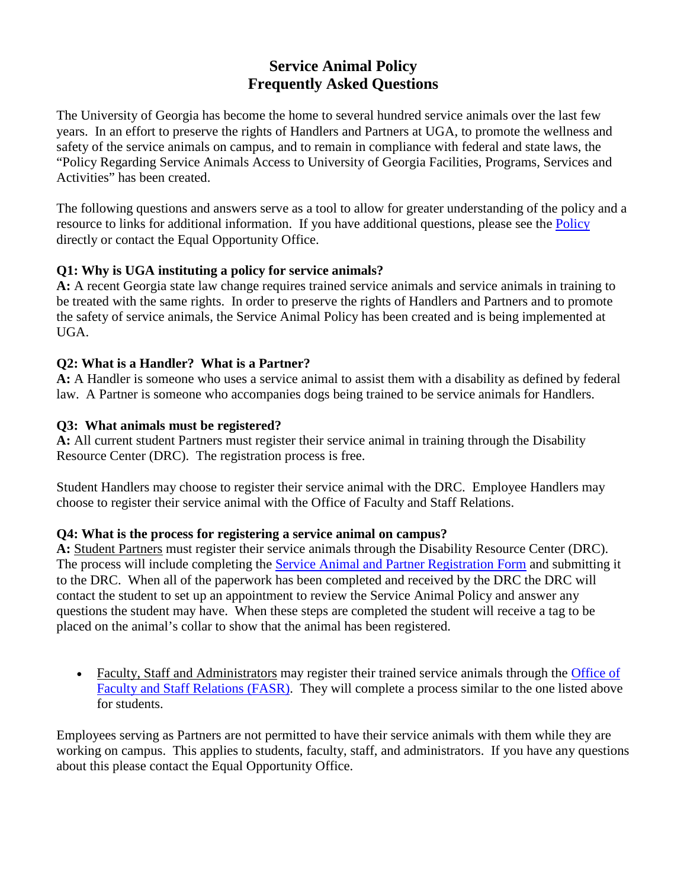# Service Animal Policy
# Frequently Asked Questions

The University of Georgia has become the home to several hundred service animals over the last few years. In an effort to preserve the rights of Handlers and Partners at UGA, to promote the wellness and safety of the service animals on campus, and to remain in compliance with federal and state laws, the "Policy Regarding Service Animals Access to University of Georgia Facilities, Programs, Services and Activities" has been created.

The following questions and answers serve as a tool to allow for greater understanding of the policy and a resource to links for additional information. If you have additional questions, please see the Policy directly or contact the Equal Opportunity Office.

**Q1: Why is UGA instituting a policy for service animals?**
**A:** A recent Georgia state law change requires trained service animals and service animals in training to be treated with the same rights. In order to preserve the rights of Handlers and Partners and to promote the safety of service animals, the Service Animal Policy has been created and is being implemented at UGA.

**Q2: What is a Handler? What is a Partner?**
**A:** A Handler is someone who uses a service animal to assist them with a disability as defined by federal law. A Partner is someone who accompanies dogs being trained to be service animals for Handlers.

**Q3: What animals must be registered?**
**A:** All current student Partners must register their service animal in training through the Disability Resource Center (DRC). The registration process is free.

Student Handlers may choose to register their service animal with the DRC. Employee Handlers may choose to register their service animal with the Office of Faculty and Staff Relations.

**Q4: What is the process for registering a service animal on campus?**
**A:** Student Partners must register their service animals through the Disability Resource Center (DRC). The process will include completing the Service Animal and Partner Registration Form and submitting it to the DRC. When all of the paperwork has been completed and received by the DRC the DRC will contact the student to set up an appointment to review the Service Animal Policy and answer any questions the student may have. When these steps are completed the student will receive a tag to be placed on the animal's collar to show that the animal has been registered.

- Faculty, Staff and Administrators may register their trained service animals through the Office of Faculty and Staff Relations (FASR). They will complete a process similar to the one listed above for students.

Employees serving as Partners are not permitted to have their service animals with them while they are working on campus. This applies to students, faculty, staff, and administrators. If you have any questions about this please contact the Equal Opportunity Office.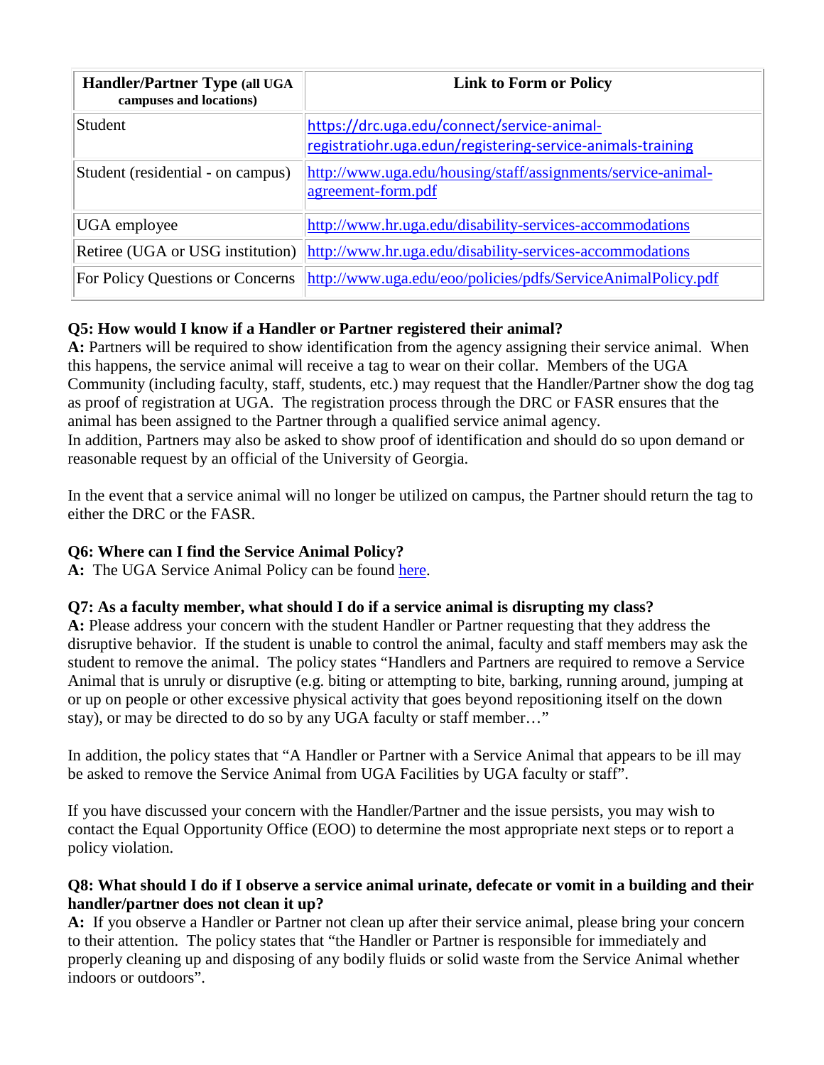| **Handler/Partner Type** (all UGA campuses and locations) | **Link to Form or Policy** |
|---|---|
| Student | https://drc.uga.edu/connect/service-animal-registratiohr.uga.edun/registering-service-animals-training |
| Student (residential - on campus) | http://www.uga.edu/housing/staff/assignments/service-animal-agreement-form.pdf |
| UGA employee | http://www.hr.uga.edu/disability-services-accommodations |
| Retiree (UGA or USG institution) | http://www.hr.uga.edu/disability-services-accommodations |
| For Policy Questions or Concerns | http://www.uga.edu/eoo/policies/pdfs/ServiceAnimalPolicy.pdf |

**Q5: How would I know if a Handler or Partner registered their animal?**

**A:** Partners will be required to show identification from the agency assigning their service animal. When this happens, the service animal will receive a tag to wear on their collar. Members of the UGA Community (including faculty, staff, students, etc.) may request that the Handler/Partner show the dog tag as proof of registration at UGA. The registration process through the DRC or FASR ensures that the animal has been assigned to the Partner through a qualified service animal agency.

In addition, Partners may also be asked to show proof of identification and should do so upon demand or reasonable request by an official of the University of Georgia.

In the event that a service animal will no longer be utilized on campus, the Partner should return the tag to either the DRC or the FASR.

**Q6: Where can I find the Service Animal Policy?**

**A:** The UGA Service Animal Policy can be found here.

**Q7: As a faculty member, what should I do if a service animal is disrupting my class?**

**A:** Please address your concern with the student Handler or Partner requesting that they address the disruptive behavior. If the student is unable to control the animal, faculty and staff members may ask the student to remove the animal. The policy states "Handlers and Partners are required to remove a Service Animal that is unruly or disruptive (e.g. biting or attempting to bite, barking, running around, jumping at or up on people or other excessive physical activity that goes beyond repositioning itself on the down stay), or may be directed to do so by any UGA faculty or staff member…"

In addition, the policy states that "A Handler or Partner with a Service Animal that appears to be ill may be asked to remove the Service Animal from UGA Facilities by UGA faculty or staff".

If you have discussed your concern with the Handler/Partner and the issue persists, you may wish to contact the Equal Opportunity Office (EOO) to determine the most appropriate next steps or to report a policy violation.

**Q8: What should I do if I observe a service animal urinate, defecate or vomit in a building and their handler/partner does not clean it up?**

**A:** If you observe a Handler or Partner not clean up after their service animal, please bring your concern to their attention. The policy states that "the Handler or Partner is responsible for immediately and properly cleaning up and disposing of any bodily fluids or solid waste from the Service Animal whether indoors or outdoors".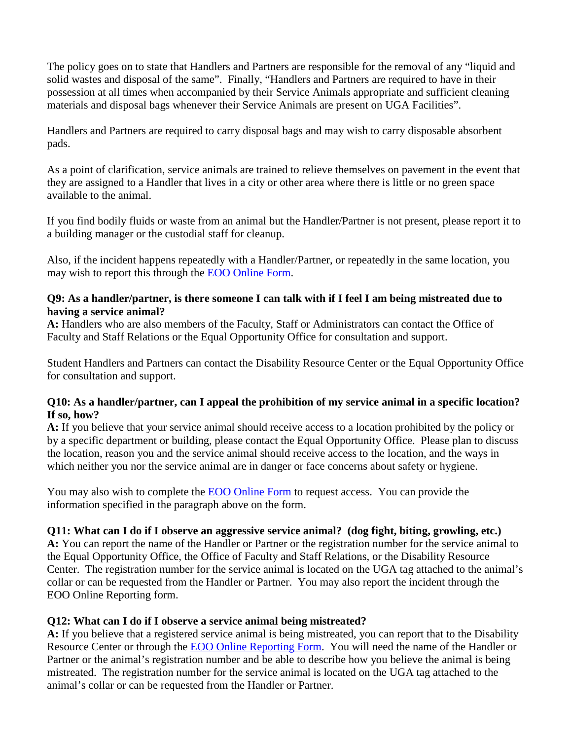The policy goes on to state that Handlers and Partners are responsible for the removal of any "liquid and solid wastes and disposal of the same". Finally, "Handlers and Partners are required to have in their possession at all times when accompanied by their Service Animals appropriate and sufficient cleaning materials and disposal bags whenever their Service Animals are present on UGA Facilities".

Handlers and Partners are required to carry disposal bags and may wish to carry disposable absorbent pads.

As a point of clarification, service animals are trained to relieve themselves on pavement in the event that they are assigned to a Handler that lives in a city or other area where there is little or no green space available to the animal.

If you find bodily fluids or waste from an animal but the Handler/Partner is not present, please report it to a building manager or the custodial staff for cleanup.

Also, if the incident happens repeatedly with a Handler/Partner, or repeatedly in the same location, you may wish to report this through the [EOO Online Form](#).

**Q9: As a handler/partner, is there someone I can talk with if I feel I am being mistreated due to having a service animal?**

**A:** Handlers who are also members of the Faculty, Staff or Administrators can contact the Office of Faculty and Staff Relations or the Equal Opportunity Office for consultation and support.

Student Handlers and Partners can contact the Disability Resource Center or the Equal Opportunity Office for consultation and support.

**Q10: As a handler/partner, can I appeal the prohibition of my service animal in a specific location? If so, how?**

**A:** If you believe that your service animal should receive access to a location prohibited by the policy or by a specific department or building, please contact the Equal Opportunity Office. Please plan to discuss the location, reason you and the service animal should receive access to the location, and the ways in which neither you nor the service animal are in danger or face concerns about safety or hygiene.

You may also wish to complete the [EOO Online Form](#) to request access. You can provide the information specified in the paragraph above on the form.

**Q11: What can I do if I observe an aggressive service animal? (dog fight, biting, growling, etc.)**

**A:** You can report the name of the Handler or Partner or the registration number for the service animal to the Equal Opportunity Office, the Office of Faculty and Staff Relations, or the Disability Resource Center. The registration number for the service animal is located on the UGA tag attached to the animal's collar or can be requested from the Handler or Partner. You may also report the incident through the EOO Online Reporting form.

**Q12: What can I do if I observe a service animal being mistreated?**

**A:** If you believe that a registered service animal is being mistreated, you can report that to the Disability Resource Center or through the [EOO Online Reporting Form](#). You will need the name of the Handler or Partner or the animal's registration number and be able to describe how you believe the animal is being mistreated. The registration number for the service animal is located on the UGA tag attached to the animal's collar or can be requested from the Handler or Partner.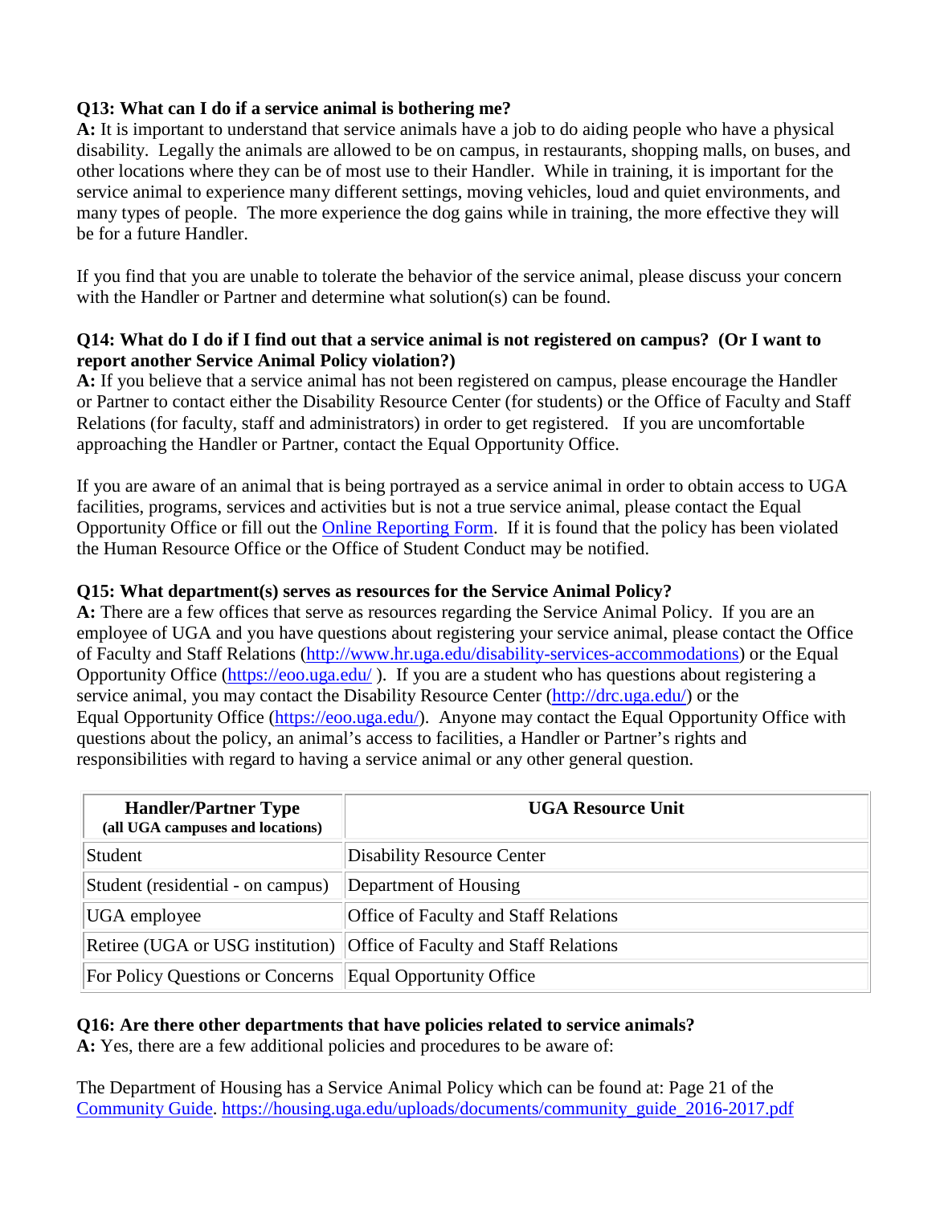**Q13: What can I do if a service animal is bothering me?**

**A:** It is important to understand that service animals have a job to do aiding people who have a physical disability. Legally the animals are allowed to be on campus, in restaurants, shopping malls, on buses, and other locations where they can be of most use to their Handler. While in training, it is important for the service animal to experience many different settings, moving vehicles, loud and quiet environments, and many types of people. The more experience the dog gains while in training, the more effective they will be for a future Handler.

If you find that you are unable to tolerate the behavior of the service animal, please discuss your concern with the Handler or Partner and determine what solution(s) can be found.

**Q14: What do I do if I find out that a service animal is not registered on campus? (Or I want to report another Service Animal Policy violation?)**

**A:** If you believe that a service animal has not been registered on campus, please encourage the Handler or Partner to contact either the Disability Resource Center (for students) or the Office of Faculty and Staff Relations (for faculty, staff and administrators) in order to get registered. If you are uncomfortable approaching the Handler or Partner, contact the Equal Opportunity Office.

If you are aware of an animal that is being portrayed as a service animal in order to obtain access to UGA facilities, programs, services and activities but is not a true service animal, please contact the Equal Opportunity Office or fill out the Online Reporting Form. If it is found that the policy has been violated the Human Resource Office or the Office of Student Conduct may be notified.

**Q15: What department(s) serves as resources for the Service Animal Policy?**

**A:** There are a few offices that serve as resources regarding the Service Animal Policy. If you are an employee of UGA and you have questions about registering your service animal, please contact the Office of Faculty and Staff Relations (http://www.hr.uga.edu/disability-services-accommodations) or the Equal Opportunity Office (https://eoo.uga.edu/ ). If you are a student who has questions about registering a service animal, you may contact the Disability Resource Center (http://drc.uga.edu/) or the Equal Opportunity Office (https://eoo.uga.edu/). Anyone may contact the Equal Opportunity Office with questions about the policy, an animal's access to facilities, a Handler or Partner's rights and responsibilities with regard to having a service animal or any other general question.

| **Handler/Partner Type** (all UGA campuses and locations) | **UGA Resource Unit** |
|---|---|
| Student | Disability Resource Center |
| Student (residential - on campus) | Department of Housing |
| UGA employee | Office of Faculty and Staff Relations |
| Retiree (UGA or USG institution) | Office of Faculty and Staff Relations |
| For Policy Questions or Concerns | Equal Opportunity Office |

**Q16: Are there other departments that have policies related to service animals?**

**A:** Yes, there are a few additional policies and procedures to be aware of:

The Department of Housing has a Service Animal Policy which can be found at: Page 21 of the Community Guide. https://housing.uga.edu/uploads/documents/community_guide_2016-2017.pdf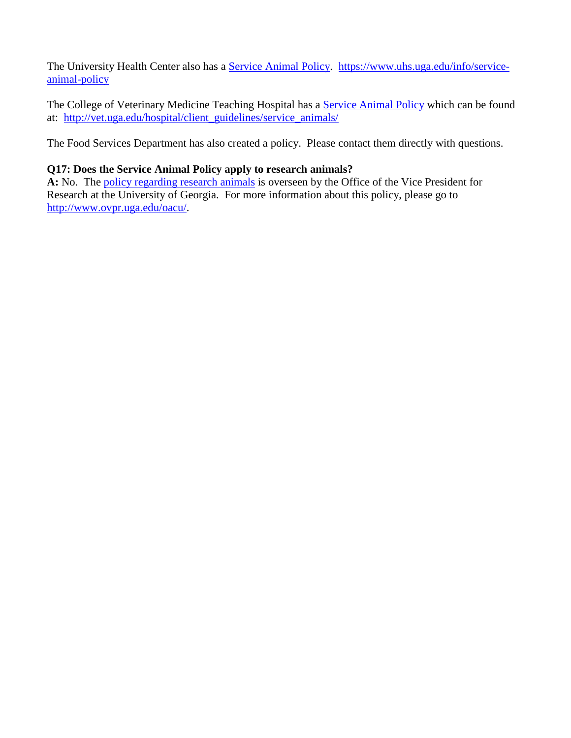The University Health Center also has a [Service Animal Policy](https://www.uhs.uga.edu/info/service-animal-policy). https://www.uhs.uga.edu/info/service-animal-policy

The College of Veterinary Medicine Teaching Hospital has a [Service Animal Policy](http://vet.uga.edu/hospital/client_guidelines/service_animals/) which can be found at: http://vet.uga.edu/hospital/client_guidelines/service_animals/

The Food Services Department has also created a policy. Please contact them directly with questions.

**Q17: Does the Service Animal Policy apply to research animals?**
**A:** No. The [policy regarding research animals](http://www.ovpr.uga.edu/oacu/) is overseen by the Office of the Vice President for Research at the University of Georgia. For more information about this policy, please go to http://www.ovpr.uga.edu/oacu/.